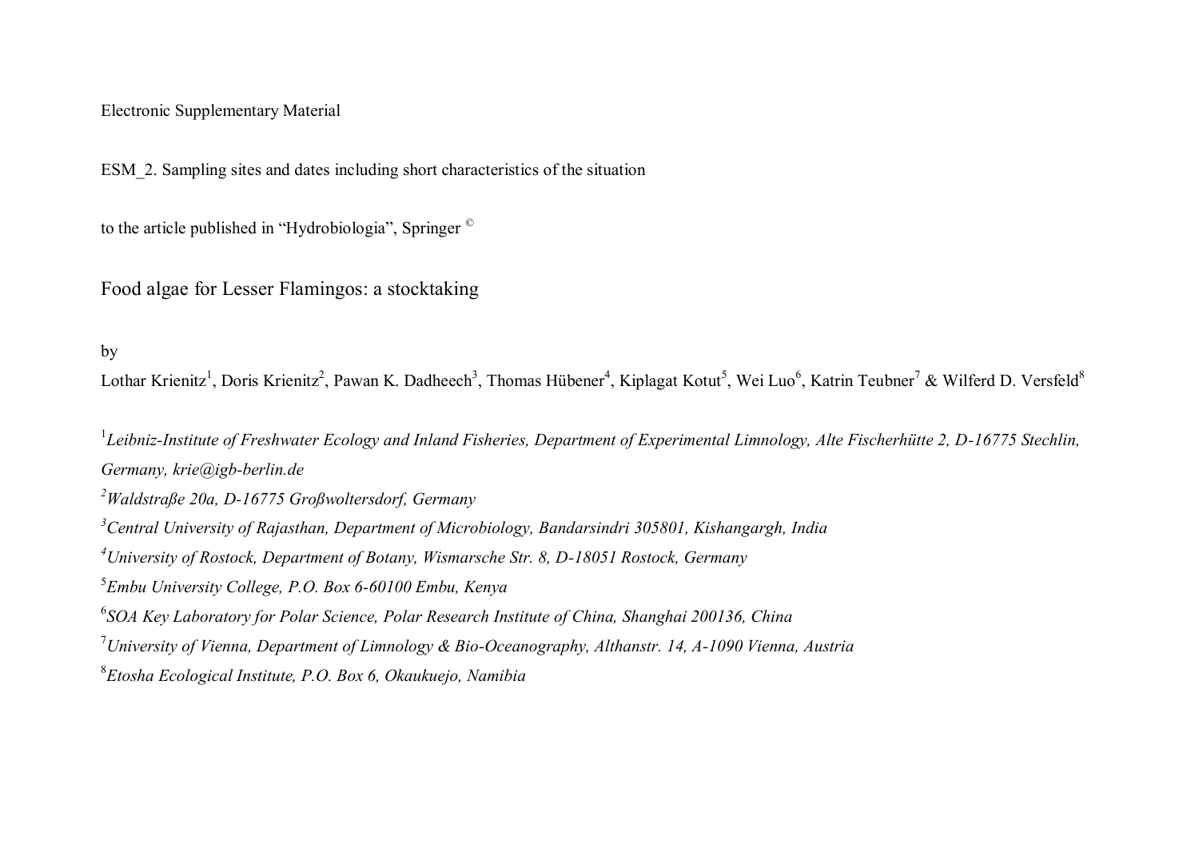Electronic Supplementary Material

ESM_2. Sampling sites and dates including short characteristics of the situation

to the article published in "Hydrobiologia", Springer ©

# Food algae for Lesser Flamingos: a stocktaking

by

Lothar Krienitz[1], Doris Krienitz[2], Pawan K. Dadheech[3], Thomas Hübener[4], Kiplagat Kotut[5], Wei Luo[6], Katrin Teubner[7] & Wilferd D. Versfeld[8]

[1]*Leibniz-Institute of Freshwater Ecology and Inland Fisheries, Department of Experimental Limnology, Alte Fischerhütte 2, D-16775 Stechlin, Germany, krie@igb-berlin.de*

[2]*Waldstraße 20a, D-16775 Großwoltersdorf, Germany*

[3]*Central University of Rajasthan, Department of Microbiology, Bandarsindri 305801, Kishangargh, India*

[4]*University of Rostock, Department of Botany, Wismarsche Str. 8, D-18051 Rostock, Germany*

[5]*Embu University College, P.O. Box 6-60100 Embu, Kenya*

[6]*SOA Key Laboratory for Polar Science, Polar Research Institute of China, Shanghai 200136, China*

[7]*University of Vienna, Department of Limnology & Bio-Oceanography, Althanstr. 14, A-1090 Vienna, Austria*

[8]*Etosha Ecological Institute, P.O. Box 6, Okaukuejo, Namibia*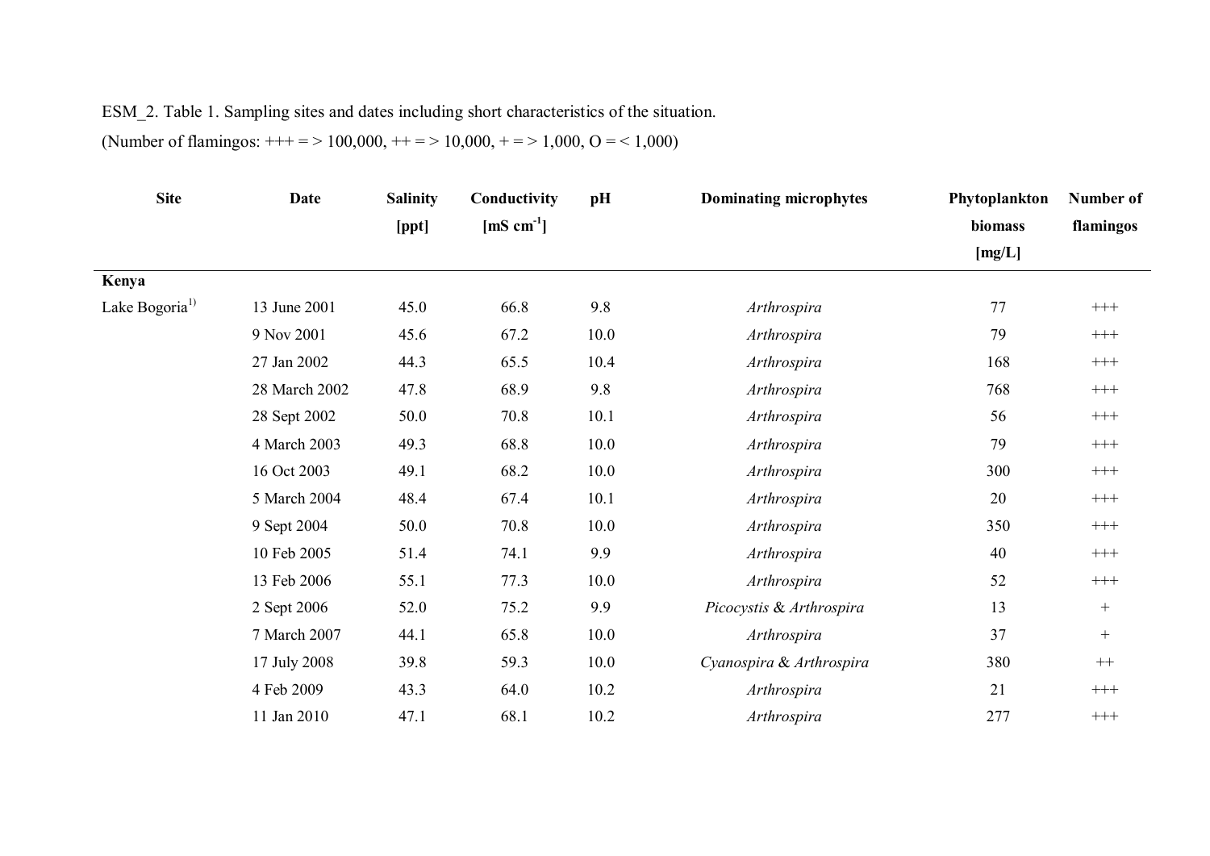ESM_2. Table 1. Sampling sites and dates including short characteristics of the situation.

(Number of flamingos: +++ = > 100,000, ++ = > 10,000, + = > 1,000, O = < 1,000)

| Site | Date | Salinity [ppt] | Conductivity [mS cm$^{-1}$] | pH | Dominating microphytes | Phytoplankton biomass [mg/L] | Number of flamingos |
|---|---|---|---|---|---|---|---|
| **Kenya** | | | | | | | |
| Lake Bogoria[1)] | 13 June 2001 | 45.0 | 66.8 | 9.8 | *Arthrospira* | 77 | +++ |
| | 9 Nov 2001 | 45.6 | 67.2 | 10.0 | *Arthrospira* | 79 | +++ |
| | 27 Jan 2002 | 44.3 | 65.5 | 10.4 | *Arthrospira* | 168 | +++ |
| | 28 March 2002 | 47.8 | 68.9 | 9.8 | *Arthrospira* | 768 | +++ |
| | 28 Sept 2002 | 50.0 | 70.8 | 10.1 | *Arthrospira* | 56 | +++ |
| | 4 March 2003 | 49.3 | 68.8 | 10.0 | *Arthrospira* | 79 | +++ |
| | 16 Oct 2003 | 49.1 | 68.2 | 10.0 | *Arthrospira* | 300 | +++ |
| | 5 March 2004 | 48.4 | 67.4 | 10.1 | *Arthrospira* | 20 | +++ |
| | 9 Sept 2004 | 50.0 | 70.8 | 10.0 | *Arthrospira* | 350 | +++ |
| | 10 Feb 2005 | 51.4 | 74.1 | 9.9 | *Arthrospira* | 40 | +++ |
| | 13 Feb 2006 | 55.1 | 77.3 | 10.0 | *Arthrospira* | 52 | +++ |
| | 2 Sept 2006 | 52.0 | 75.2 | 9.9 | *Picocystis* & *Arthrospira* | 13 | + |
| | 7 March 2007 | 44.1 | 65.8 | 10.0 | *Arthrospira* | 37 | + |
| | 17 July 2008 | 39.8 | 59.3 | 10.0 | *Cyanospira* & *Arthrospira* | 380 | ++ |
| | 4 Feb 2009 | 43.3 | 64.0 | 10.2 | *Arthrospira* | 21 | +++ |
| | 11 Jan 2010 | 47.1 | 68.1 | 10.2 | *Arthrospira* | 277 | +++ |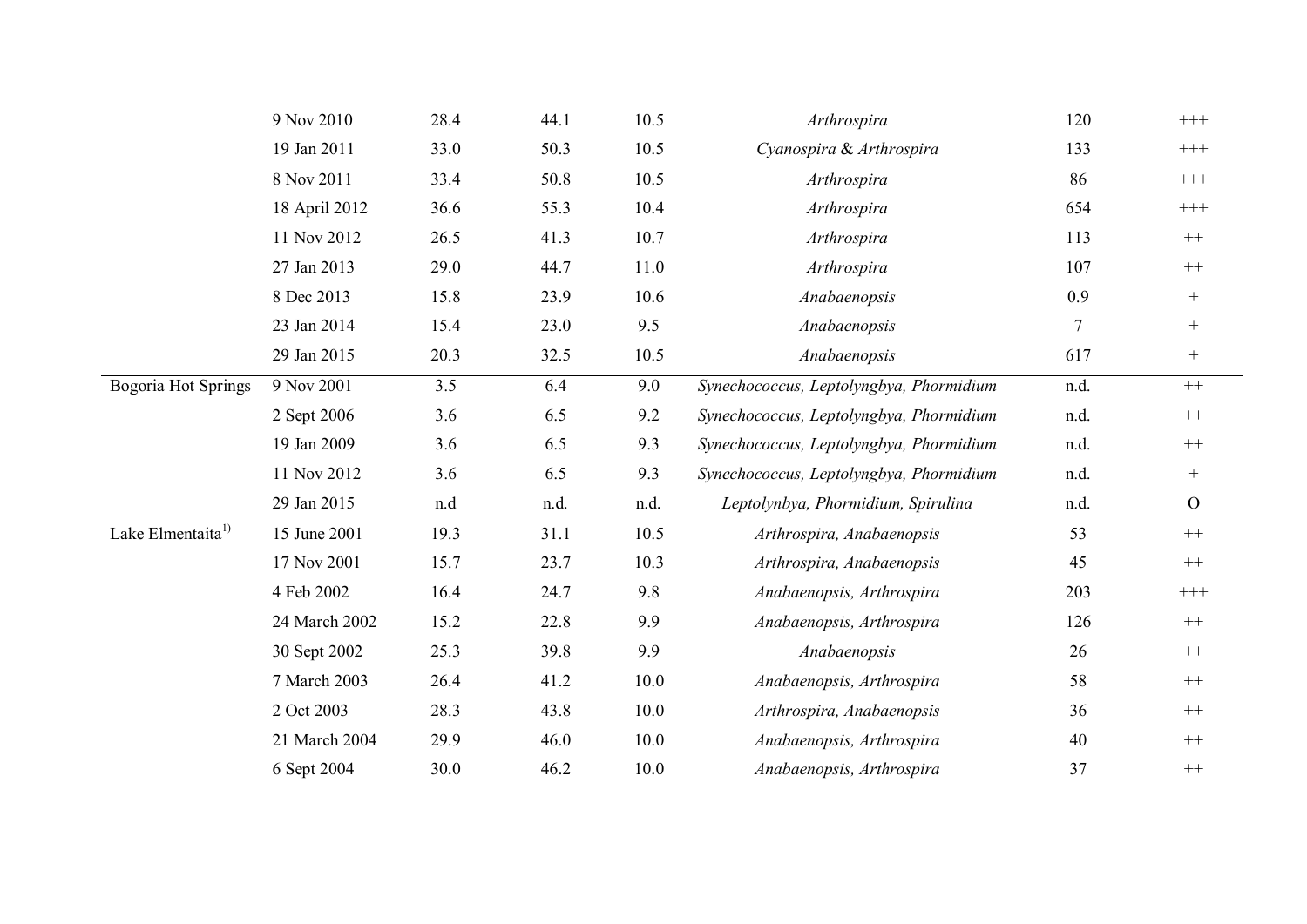| | | | | | | | |
|---|---|---|---|---|---|---|---|
| | 9 Nov 2010 | 28.4 | 44.1 | 10.5 | *Arthrospira* | 120 | +++ |
| | 19 Jan 2011 | 33.0 | 50.3 | 10.5 | *Cyanospira* & *Arthrospira* | 133 | +++ |
| | 8 Nov 2011 | 33.4 | 50.8 | 10.5 | *Arthrospira* | 86 | +++ |
| | 18 April 2012 | 36.6 | 55.3 | 10.4 | *Arthrospira* | 654 | +++ |
| | 11 Nov 2012 | 26.5 | 41.3 | 10.7 | *Arthrospira* | 113 | ++ |
| | 27 Jan 2013 | 29.0 | 44.7 | 11.0 | *Arthrospira* | 107 | ++ |
| | 8 Dec 2013 | 15.8 | 23.9 | 10.6 | *Anabaenopsis* | 0.9 | + |
| | 23 Jan 2014 | 15.4 | 23.0 | 9.5 | *Anabaenopsis* | 7 | + |
| | 29 Jan 2015 | 20.3 | 32.5 | 10.5 | *Anabaenopsis* | 617 | + |
| Bogoria Hot Springs | 9 Nov 2001 | 3.5 | 6.4 | 9.0 | *Synechococcus, Leptolyngbya, Phormidium* | n.d. | ++ |
| | 2 Sept 2006 | 3.6 | 6.5 | 9.2 | *Synechococcus, Leptolyngbya, Phormidium* | n.d. | ++ |
| | 19 Jan 2009 | 3.6 | 6.5 | 9.3 | *Synechococcus, Leptolyngbya, Phormidium* | n.d. | ++ |
| | 11 Nov 2012 | 3.6 | 6.5 | 9.3 | *Synechococcus, Leptolyngbya, Phormidium* | n.d. | + |
| | 29 Jan 2015 | n.d | n.d. | n.d. | *Leptolynbya, Phormidium, Spirulina* | n.d. | O |
| Lake Elmentaita[1)] | 15 June 2001 | 19.3 | 31.1 | 10.5 | *Arthrospira, Anabaenopsis* | 53 | ++ |
| | 17 Nov 2001 | 15.7 | 23.7 | 10.3 | *Arthrospira, Anabaenopsis* | 45 | ++ |
| | 4 Feb 2002 | 16.4 | 24.7 | 9.8 | *Anabaenopsis, Arthrospira* | 203 | +++ |
| | 24 March 2002 | 15.2 | 22.8 | 9.9 | *Anabaenopsis, Arthrospira* | 126 | ++ |
| | 30 Sept 2002 | 25.3 | 39.8 | 9.9 | *Anabaenopsis* | 26 | ++ |
| | 7 March 2003 | 26.4 | 41.2 | 10.0 | *Anabaenopsis, Arthrospira* | 58 | ++ |
| | 2 Oct 2003 | 28.3 | 43.8 | 10.0 | *Arthrospira, Anabaenopsis* | 36 | ++ |
| | 21 March 2004 | 29.9 | 46.0 | 10.0 | *Anabaenopsis, Arthrospira* | 40 | ++ |
| | 6 Sept 2004 | 30.0 | 46.2 | 10.0 | *Anabaenopsis, Arthrospira* | 37 | ++ |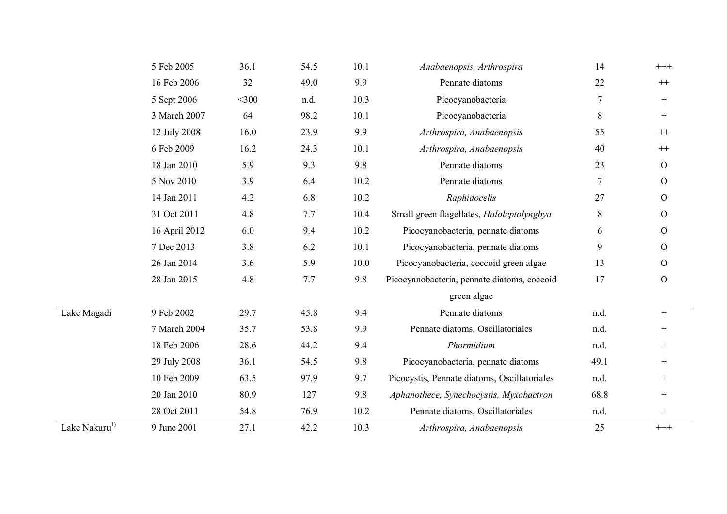|  |  |  |  |  |  |  |  |
|---|---|---|---|---|---|---|---|
|  | 5 Feb 2005 | 36.1 | 54.5 | 10.1 | *Anabaenopsis, Arthrospira* | 14 | +++ |
|  | 16 Feb 2006 | 32 | 49.0 | 9.9 | Pennate diatoms | 22 | ++ |
|  | 5 Sept 2006 | <300 | n.d. | 10.3 | Picocyanobacteria | 7 | + |
|  | 3 March 2007 | 64 | 98.2 | 10.1 | Picocyanobacteria | 8 | + |
|  | 12 July 2008 | 16.0 | 23.9 | 9.9 | *Arthrospira, Anabaenopsis* | 55 | ++ |
|  | 6 Feb 2009 | 16.2 | 24.3 | 10.1 | *Arthrospira, Anabaenopsis* | 40 | ++ |
|  | 18 Jan 2010 | 5.9 | 9.3 | 9.8 | Pennate diatoms | 23 | O |
|  | 5 Nov 2010 | 3.9 | 6.4 | 10.2 | Pennate diatoms | 7 | O |
|  | 14 Jan 2011 | 4.2 | 6.8 | 10.2 | *Raphidocelis* | 27 | O |
|  | 31 Oct 2011 | 4.8 | 7.7 | 10.4 | Small green flagellates, *Haloleptolyngbya* | 8 | O |
|  | 16 April 2012 | 6.0 | 9.4 | 10.2 | Picocyanobacteria, pennate diatoms | 6 | O |
|  | 7 Dec 2013 | 3.8 | 6.2 | 10.1 | Picocyanobacteria, pennate diatoms | 9 | O |
|  | 26 Jan 2014 | 3.6 | 5.9 | 10.0 | Picocyanobacteria, coccoid green algae | 13 | O |
|  | 28 Jan 2015 | 4.8 | 7.7 | 9.8 | Picocyanobacteria, pennate diatoms, coccoid green algae | 17 | O |
| Lake Magadi | 9 Feb 2002 | 29.7 | 45.8 | 9.4 | Pennate diatoms | n.d. | + |
|  | 7 March 2004 | 35.7 | 53.8 | 9.9 | Pennate diatoms, Oscillatoriales | n.d. | + |
|  | 18 Feb 2006 | 28.6 | 44.2 | 9.4 | *Phormidium* | n.d. | + |
|  | 29 July 2008 | 36.1 | 54.5 | 9.8 | Picocyanobacteria, pennate diatoms | 49.1 | + |
|  | 10 Feb 2009 | 63.5 | 97.9 | 9.7 | Picocystis, Pennate diatoms, Oscillatoriales | n.d. | + |
|  | 20 Jan 2010 | 80.9 | 127 | 9.8 | *Aphanothece, Synechocystis, Myxobactron* | 68.8 | + |
|  | 28 Oct 2011 | 54.8 | 76.9 | 10.2 | Pennate diatoms, Oscillatoriales | n.d. | + |
| Lake Nakuru[1)] | 9 June 2001 | 27.1 | 42.2 | 10.3 | *Arthrospira, Anabaenopsis* | 25 | +++ |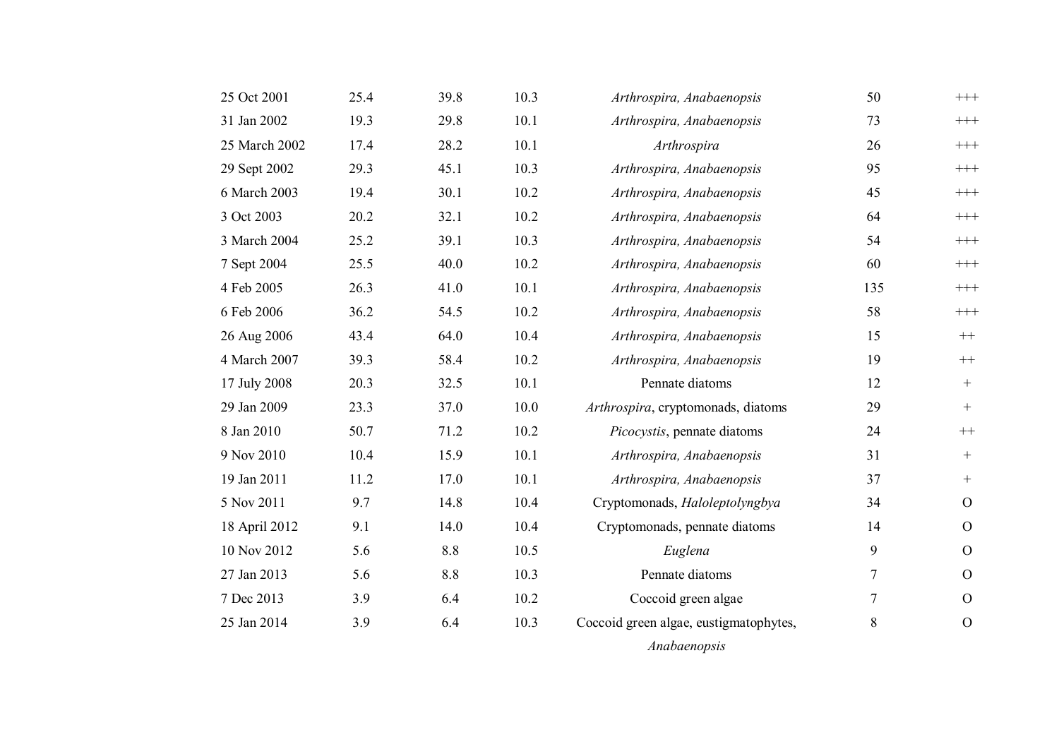| | | | | | | |
|---|---|---|---|---|---|---|
| 25 Oct 2001 | 25.4 | 39.8 | 10.3 | *Arthrospira, Anabaenopsis* | 50 | +++ |
| 31 Jan 2002 | 19.3 | 29.8 | 10.1 | *Arthrospira, Anabaenopsis* | 73 | +++ |
| 25 March 2002 | 17.4 | 28.2 | 10.1 | *Arthrospira* | 26 | +++ |
| 29 Sept 2002 | 29.3 | 45.1 | 10.3 | *Arthrospira, Anabaenopsis* | 95 | +++ |
| 6 March 2003 | 19.4 | 30.1 | 10.2 | *Arthrospira, Anabaenopsis* | 45 | +++ |
| 3 Oct 2003 | 20.2 | 32.1 | 10.2 | *Arthrospira, Anabaenopsis* | 64 | +++ |
| 3 March 2004 | 25.2 | 39.1 | 10.3 | *Arthrospira, Anabaenopsis* | 54 | +++ |
| 7 Sept 2004 | 25.5 | 40.0 | 10.2 | *Arthrospira, Anabaenopsis* | 60 | +++ |
| 4 Feb 2005 | 26.3 | 41.0 | 10.1 | *Arthrospira, Anabaenopsis* | 135 | +++ |
| 6 Feb 2006 | 36.2 | 54.5 | 10.2 | *Arthrospira, Anabaenopsis* | 58 | +++ |
| 26 Aug 2006 | 43.4 | 64.0 | 10.4 | *Arthrospira, Anabaenopsis* | 15 | ++ |
| 4 March 2007 | 39.3 | 58.4 | 10.2 | *Arthrospira, Anabaenopsis* | 19 | ++ |
| 17 July 2008 | 20.3 | 32.5 | 10.1 | Pennate diatoms | 12 | + |
| 29 Jan 2009 | 23.3 | 37.0 | 10.0 | *Arthrospira*, cryptomonads, diatoms | 29 | + |
| 8 Jan 2010 | 50.7 | 71.2 | 10.2 | *Picocystis*, pennate diatoms | 24 | ++ |
| 9 Nov 2010 | 10.4 | 15.9 | 10.1 | *Arthrospira, Anabaenopsis* | 31 | + |
| 19 Jan 2011 | 11.2 | 17.0 | 10.1 | *Arthrospira, Anabaenopsis* | 37 | + |
| 5 Nov 2011 | 9.7 | 14.8 | 10.4 | Cryptomonads, *Haloleptolyngbya* | 34 | O |
| 18 April 2012 | 9.1 | 14.0 | 10.4 | Cryptomonads, pennate diatoms | 14 | O |
| 10 Nov 2012 | 5.6 | 8.8 | 10.5 | *Euglena* | 9 | O |
| 27 Jan 2013 | 5.6 | 8.8 | 10.3 | Pennate diatoms | 7 | O |
| 7 Dec 2013 | 3.9 | 6.4 | 10.2 | Coccoid green algae | 7 | O |
| 25 Jan 2014 | 3.9 | 6.4 | 10.3 | Coccoid green algae, eustigmatophytes, *Anabaenopsis* | 8 | O |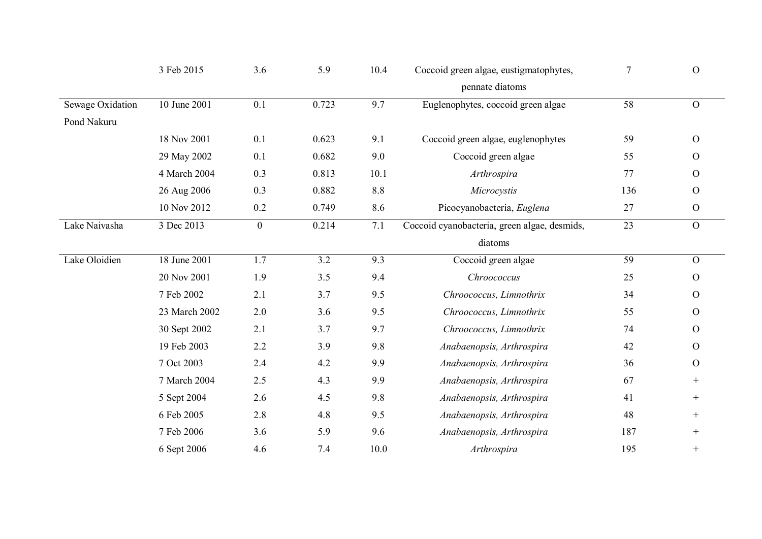| | | | | | | | |
|---|---|---|---|---|---|---|---|
| | 3 Feb 2015 | 3.6 | 5.9 | 10.4 | Coccoid green algae, eustigmatophytes, pennate diatoms | 7 | O |
| Sewage Oxidation Pond Nakuru | 10 June 2001 | 0.1 | 0.723 | 9.7 | Euglenophytes, coccoid green algae | 58 | O |
| | 18 Nov 2001 | 0.1 | 0.623 | 9.1 | Coccoid green algae, euglenophytes | 59 | O |
| | 29 May 2002 | 0.1 | 0.682 | 9.0 | Coccoid green algae | 55 | O |
| | 4 March 2004 | 0.3 | 0.813 | 10.1 | *Arthrospira* | 77 | O |
| | 26 Aug 2006 | 0.3 | 0.882 | 8.8 | *Microcystis* | 136 | O |
| | 10 Nov 2012 | 0.2 | 0.749 | 8.6 | Picocyanobacteria, *Euglena* | 27 | O |
| Lake Naivasha | 3 Dec 2013 | 0 | 0.214 | 7.1 | Coccoid cyanobacteria, green algae, desmids, diatoms | 23 | O |
| Lake Oloidien | 18 June 2001 | 1.7 | 3.2 | 9.3 | Coccoid green algae | 59 | O |
| | 20 Nov 2001 | 1.9 | 3.5 | 9.4 | *Chroococcus* | 25 | O |
| | 7 Feb 2002 | 2.1 | 3.7 | 9.5 | *Chroococcus, Limnothrix* | 34 | O |
| | 23 March 2002 | 2.0 | 3.6 | 9.5 | *Chroococcus, Limnothrix* | 55 | O |
| | 30 Sept 2002 | 2.1 | 3.7 | 9.7 | *Chroococcus, Limnothrix* | 74 | O |
| | 19 Feb 2003 | 2.2 | 3.9 | 9.8 | *Anabaenopsis, Arthrospira* | 42 | O |
| | 7 Oct 2003 | 2.4 | 4.2 | 9.9 | *Anabaenopsis, Arthrospira* | 36 | O |
| | 7 March 2004 | 2.5 | 4.3 | 9.9 | *Anabaenopsis, Arthrospira* | 67 | + |
| | 5 Sept 2004 | 2.6 | 4.5 | 9.8 | *Anabaenopsis, Arthrospira* | 41 | + |
| | 6 Feb 2005 | 2.8 | 4.8 | 9.5 | *Anabaenopsis, Arthrospira* | 48 | + |
| | 7 Feb 2006 | 3.6 | 5.9 | 9.6 | *Anabaenopsis, Arthrospira* | 187 | + |
| | 6 Sept 2006 | 4.6 | 7.4 | 10.0 | *Arthrospira* | 195 | + |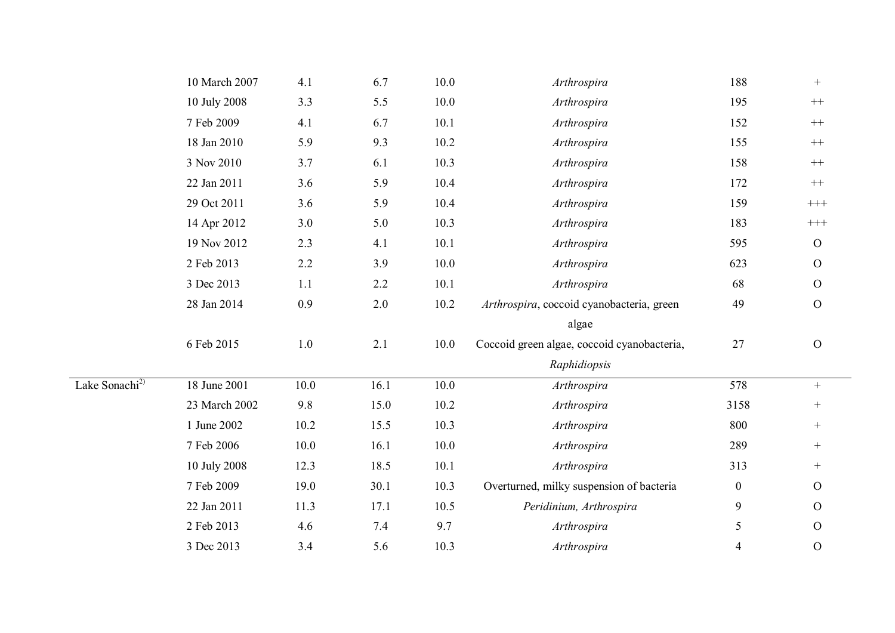| | | | | | | | |
|---|---|---|---|---|---|---|---|
| | 10 March 2007 | 4.1 | 6.7 | 10.0 | *Arthrospira* | 188 | + |
| | 10 July 2008 | 3.3 | 5.5 | 10.0 | *Arthrospira* | 195 | ++ |
| | 7 Feb 2009 | 4.1 | 6.7 | 10.1 | *Arthrospira* | 152 | ++ |
| | 18 Jan 2010 | 5.9 | 9.3 | 10.2 | *Arthrospira* | 155 | ++ |
| | 3 Nov 2010 | 3.7 | 6.1 | 10.3 | *Arthrospira* | 158 | ++ |
| | 22 Jan 2011 | 3.6 | 5.9 | 10.4 | *Arthrospira* | 172 | ++ |
| | 29 Oct 2011 | 3.6 | 5.9 | 10.4 | *Arthrospira* | 159 | +++ |
| | 14 Apr 2012 | 3.0 | 5.0 | 10.3 | *Arthrospira* | 183 | +++ |
| | 19 Nov 2012 | 2.3 | 4.1 | 10.1 | *Arthrospira* | 595 | O |
| | 2 Feb 2013 | 2.2 | 3.9 | 10.0 | *Arthrospira* | 623 | O |
| | 3 Dec 2013 | 1.1 | 2.2 | 10.1 | *Arthrospira* | 68 | O |
| | 28 Jan 2014 | 0.9 | 2.0 | 10.2 | *Arthrospira*, coccoid cyanobacteria, green algae | 49 | O |
| | 6 Feb 2015 | 1.0 | 2.1 | 10.0 | Coccoid green algae, coccoid cyanobacteria, *Raphidiopsis* | 27 | O |
| Lake Sonachi[2)] | 18 June 2001 | 10.0 | 16.1 | 10.0 | *Arthrospira* | 578 | + |
| | 23 March 2002 | 9.8 | 15.0 | 10.2 | *Arthrospira* | 3158 | + |
| | 1 June 2002 | 10.2 | 15.5 | 10.3 | *Arthrospira* | 800 | + |
| | 7 Feb 2006 | 10.0 | 16.1 | 10.0 | *Arthrospira* | 289 | + |
| | 10 July 2008 | 12.3 | 18.5 | 10.1 | *Arthrospira* | 313 | + |
| | 7 Feb 2009 | 19.0 | 30.1 | 10.3 | Overturned, milky suspension of bacteria | 0 | O |
| | 22 Jan 2011 | 11.3 | 17.1 | 10.5 | *Peridinium, Arthrospira* | 9 | O |
| | 2 Feb 2013 | 4.6 | 7.4 | 9.7 | *Arthrospira* | 5 | O |
| | 3 Dec 2013 | 3.4 | 5.6 | 10.3 | *Arthrospira* | 4 | O |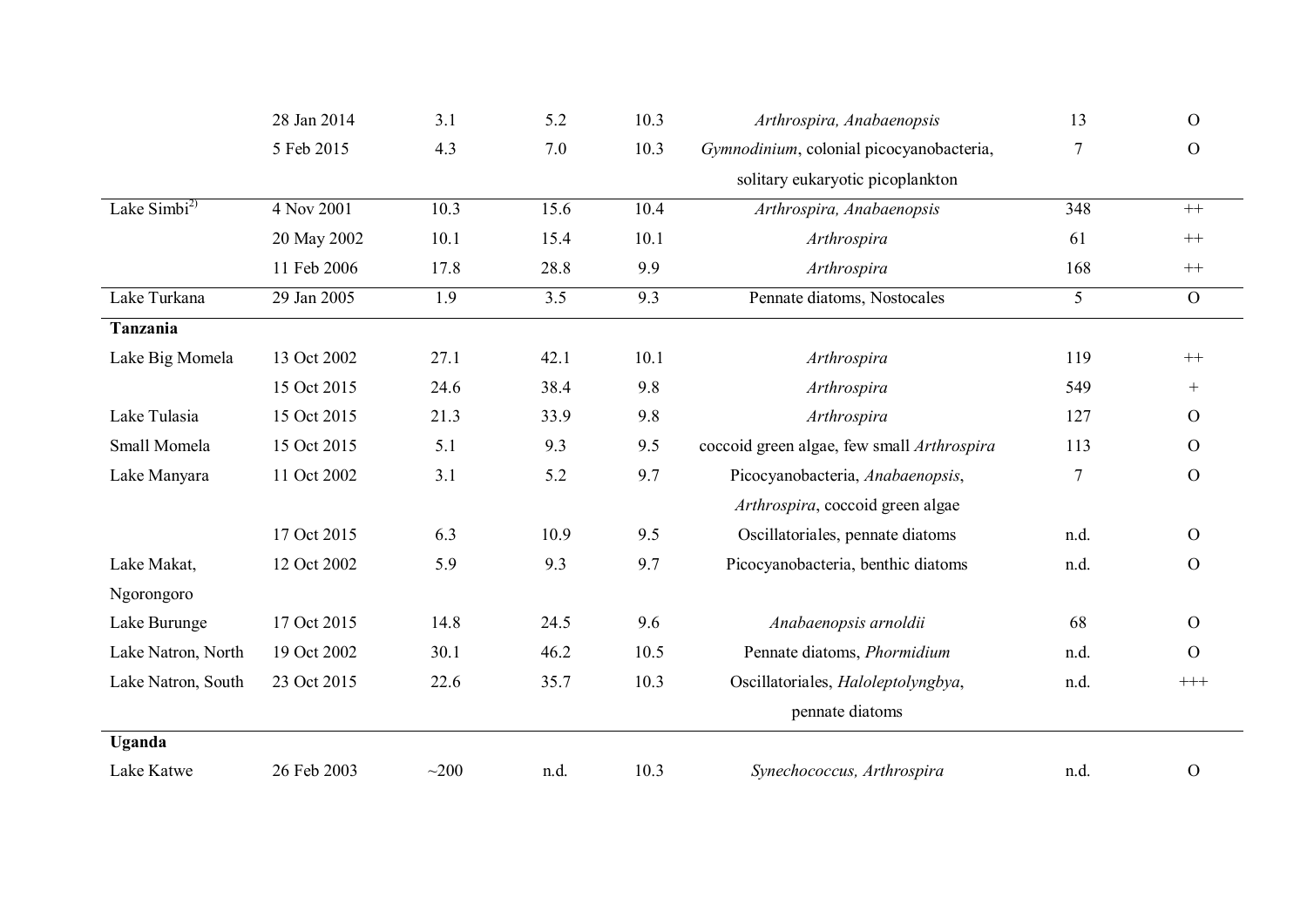| | | | | | | | |
|---|---|---|---|---|---|---|---|
| | 28 Jan 2014 | 3.1 | 5.2 | 10.3 | *Arthrospira, Anabaenopsis* | 13 | O |
| | 5 Feb 2015 | 4.3 | 7.0 | 10.3 | *Gymnodinium*, colonial picocyanobacteria, solitary eukaryotic picoplankton | 7 | O |
| Lake Simbi[2)] | 4 Nov 2001 | 10.3 | 15.6 | 10.4 | *Arthrospira, Anabaenopsis* | 348 | ++ |
| | 20 May 2002 | 10.1 | 15.4 | 10.1 | *Arthrospira* | 61 | ++ |
| | 11 Feb 2006 | 17.8 | 28.8 | 9.9 | *Arthrospira* | 168 | ++ |
| Lake Turkana | 29 Jan 2005 | 1.9 | 3.5 | 9.3 | Pennate diatoms, Nostocales | 5 | O |
| **Tanzania** | | | | | | | |
| Lake Big Momela | 13 Oct 2002 | 27.1 | 42.1 | 10.1 | *Arthrospira* | 119 | ++ |
| | 15 Oct 2015 | 24.6 | 38.4 | 9.8 | *Arthrospira* | 549 | + |
| Lake Tulasia | 15 Oct 2015 | 21.3 | 33.9 | 9.8 | *Arthrospira* | 127 | O |
| Small Momela | 15 Oct 2015 | 5.1 | 9.3 | 9.5 | coccoid green algae, few small *Arthrospira* | 113 | O |
| Lake Manyara | 11 Oct 2002 | 3.1 | 5.2 | 9.7 | Picocyanobacteria, *Anabaenopsis*, *Arthrospira*, coccoid green algae | 7 | O |
| | 17 Oct 2015 | 6.3 | 10.9 | 9.5 | Oscillatoriales, pennate diatoms | n.d. | O |
| Lake Makat, Ngorongoro | 12 Oct 2002 | 5.9 | 9.3 | 9.7 | Picocyanobacteria, benthic diatoms | n.d. | O |
| Lake Burunge | 17 Oct 2015 | 14.8 | 24.5 | 9.6 | *Anabaenopsis arnoldii* | 68 | O |
| Lake Natron, North | 19 Oct 2002 | 30.1 | 46.2 | 10.5 | Pennate diatoms, *Phormidium* | n.d. | O |
| Lake Natron, South | 23 Oct 2015 | 22.6 | 35.7 | 10.3 | Oscillatoriales, *Haloleptolyngbya*, pennate diatoms | n.d. | +++ |
| **Uganda** | | | | | | | |
| Lake Katwe | 26 Feb 2003 | ~200 | n.d. | 10.3 | *Synechococcus, Arthrospira* | n.d. | O |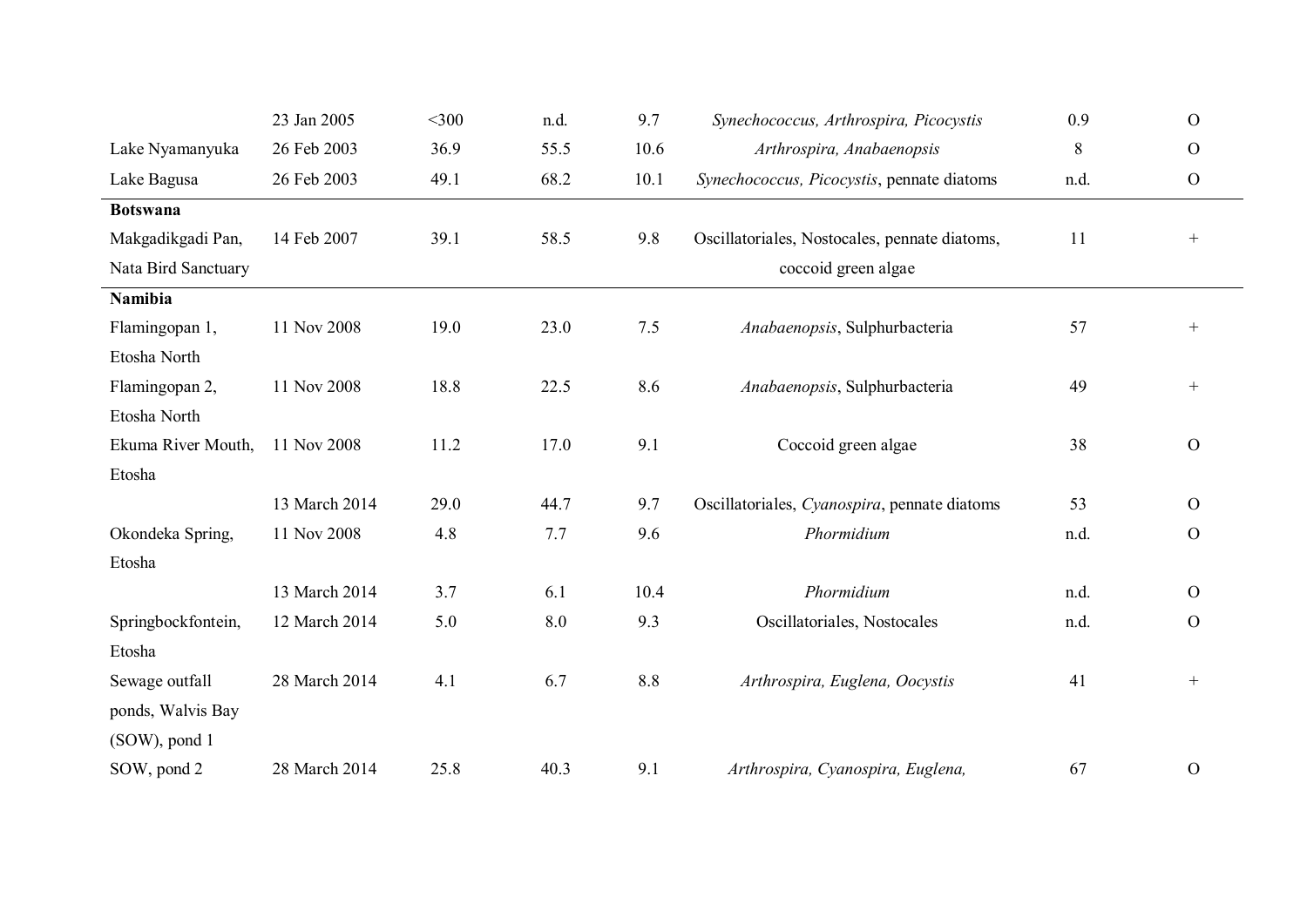| | | | | | | | |
|---|---|---|---|---|---|---|---|
| | 23 Jan 2005 | <300 | n.d. | 9.7 | *Synechococcus, Arthrospira, Picocystis* | 0.9 | O |
| Lake Nyamanyuka | 26 Feb 2003 | 36.9 | 55.5 | 10.6 | *Arthrospira, Anabaenopsis* | 8 | O |
| Lake Bagusa | 26 Feb 2003 | 49.1 | 68.2 | 10.1 | *Synechococcus, Picocystis*, pennate diatoms | n.d. | O |
| **Botswana** | | | | | | | |
| Makgadikgadi Pan, Nata Bird Sanctuary | 14 Feb 2007 | 39.1 | 58.5 | 9.8 | Oscillatoriales, Nostocales, pennate diatoms, coccoid green algae | 11 | + |
| **Namibia** | | | | | | | |
| Flamingopan 1, Etosha North | 11 Nov 2008 | 19.0 | 23.0 | 7.5 | *Anabaenopsis*, Sulphurbacteria | 57 | + |
| Flamingopan 2, Etosha North | 11 Nov 2008 | 18.8 | 22.5 | 8.6 | *Anabaenopsis*, Sulphurbacteria | 49 | + |
| Ekuma River Mouth, Etosha | 11 Nov 2008 | 11.2 | 17.0 | 9.1 | Coccoid green algae | 38 | O |
| | 13 March 2014 | 29.0 | 44.7 | 9.7 | Oscillatoriales, *Cyanospira*, pennate diatoms | 53 | O |
| Okondeka Spring, Etosha | 11 Nov 2008 | 4.8 | 7.7 | 9.6 | *Phormidium* | n.d. | O |
| | 13 March 2014 | 3.7 | 6.1 | 10.4 | *Phormidium* | n.d. | O |
| Springbockfontein, Etosha | 12 March 2014 | 5.0 | 8.0 | 9.3 | Oscillatoriales, Nostocales | n.d. | O |
| Sewage outfall ponds, Walvis Bay (SOW), pond 1 | 28 March 2014 | 4.1 | 6.7 | 8.8 | *Arthrospira, Euglena, Oocystis* | 41 | + |
| SOW, pond 2 | 28 March 2014 | 25.8 | 40.3 | 9.1 | *Arthrospira, Cyanospira, Euglena,* | 67 | O |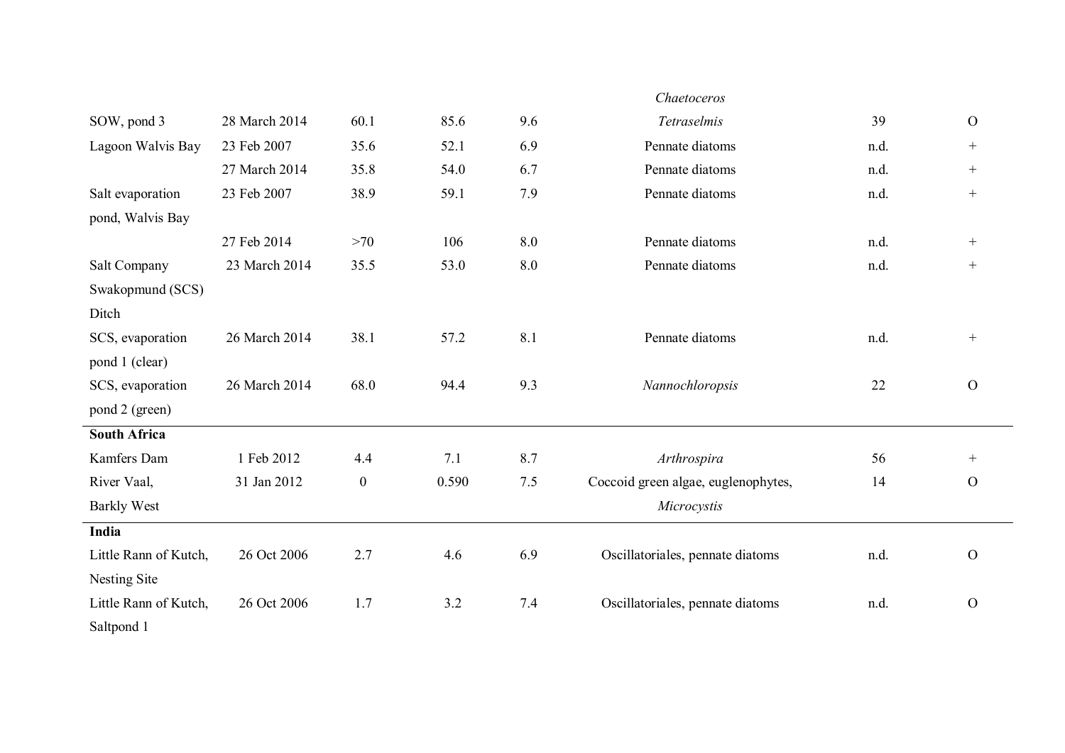| | | | | | | | |
|---|---|---|---|---|---|---|---|
| | | | | | *Chaetoceros* | | |
| SOW, pond 3 | 28 March 2014 | 60.1 | 85.6 | 9.6 | *Tetraselmis* | 39 | O |
| Lagoon Walvis Bay | 23 Feb 2007 | 35.6 | 52.1 | 6.9 | Pennate diatoms | n.d. | + |
| | 27 March 2014 | 35.8 | 54.0 | 6.7 | Pennate diatoms | n.d. | + |
| Salt evaporation pond, Walvis Bay | 23 Feb 2007 | 38.9 | 59.1 | 7.9 | Pennate diatoms | n.d. | + |
| | 27 Feb 2014 | >70 | 106 | 8.0 | Pennate diatoms | n.d. | + |
| Salt Company Swakopmund (SCS) Ditch | 23 March 2014 | 35.5 | 53.0 | 8.0 | Pennate diatoms | n.d. | + |
| SCS, evaporation pond 1 (clear) | 26 March 2014 | 38.1 | 57.2 | 8.1 | Pennate diatoms | n.d. | + |
| SCS, evaporation pond 2 (green) | 26 March 2014 | 68.0 | 94.4 | 9.3 | *Nannochloropsis* | 22 | O |
| **South Africa** | | | | | | | |
| Kamfers Dam | 1 Feb 2012 | 4.4 | 7.1 | 8.7 | *Arthrospira* | 56 | + |
| River Vaal, Barkly West | 31 Jan 2012 | 0 | 0.590 | 7.5 | Coccoid green algae, euglenophytes, *Microcystis* | 14 | O |
| **India** | | | | | | | |
| Little Rann of Kutch, Nesting Site | 26 Oct 2006 | 2.7 | 4.6 | 6.9 | Oscillatoriales, pennate diatoms | n.d. | O |
| Little Rann of Kutch, Saltpond 1 | 26 Oct 2006 | 1.7 | 3.2 | 7.4 | Oscillatoriales, pennate diatoms | n.d. | O |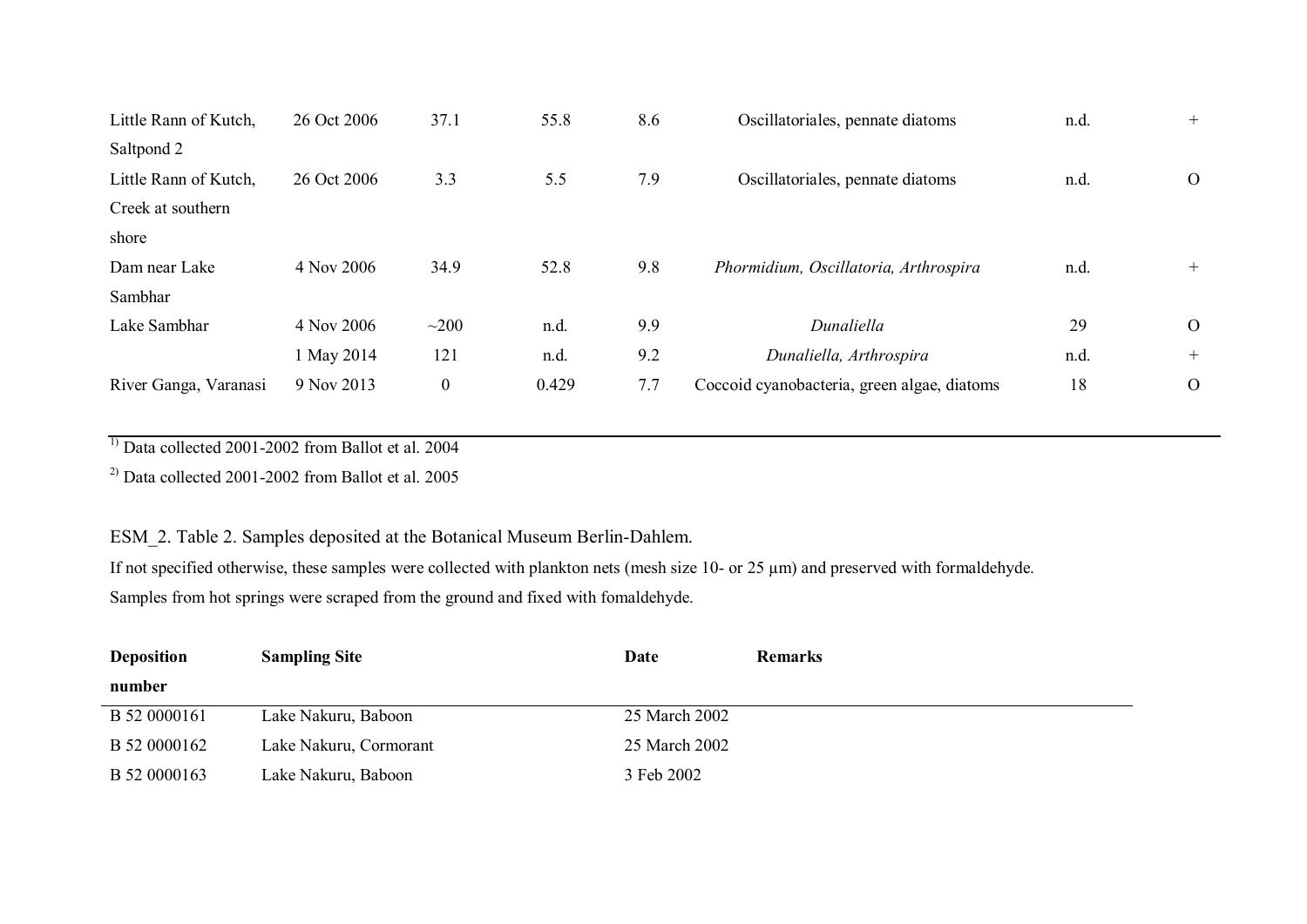| | | | | | | | |
|---|---|---|---|---|---|---|---|
| Little Rann of Kutch, Saltpond 2 | 26 Oct 2006 | 37.1 | 55.8 | 8.6 | Oscillatoriales, pennate diatoms | n.d. | + |
| Little Rann of Kutch, Creek at southern shore | 26 Oct 2006 | 3.3 | 5.5 | 7.9 | Oscillatoriales, pennate diatoms | n.d. | O |
| Dam near Lake Sambhar | 4 Nov 2006 | 34.9 | 52.8 | 9.8 | *Phormidium, Oscillatoria, Arthrospira* | n.d. | + |
| Lake Sambhar | 4 Nov 2006 | ~200 | n.d. | 9.9 | *Dunaliella* | 29 | O |
| | 1 May 2014 | 121 | n.d. | 9.2 | *Dunaliella, Arthrospira* | n.d. | + |
| River Ganga, Varanasi | 9 Nov 2013 | 0 | 0.429 | 7.7 | Coccoid cyanobacteria, green algae, diatoms | 18 | O |

[1)] Data collected 2001-2002 from Ballot et al. 2004

[2)] Data collected 2001-2002 from Ballot et al. 2005

ESM_2. Table 2. Samples deposited at the Botanical Museum Berlin-Dahlem.

If not specified otherwise, these samples were collected with plankton nets (mesh size 10- or 25 µm) and preserved with formaldehyde.

Samples from hot springs were scraped from the ground and fixed with fomaldehyde.

| **Deposition number** | **Sampling Site** | **Date** | **Remarks** |
|---|---|---|---|
| B 52 0000161 | Lake Nakuru, Baboon | 25 March 2002 | |
| B 52 0000162 | Lake Nakuru, Cormorant | 25 March 2002 | |
| B 52 0000163 | Lake Nakuru, Baboon | 3 Feb 2002 | |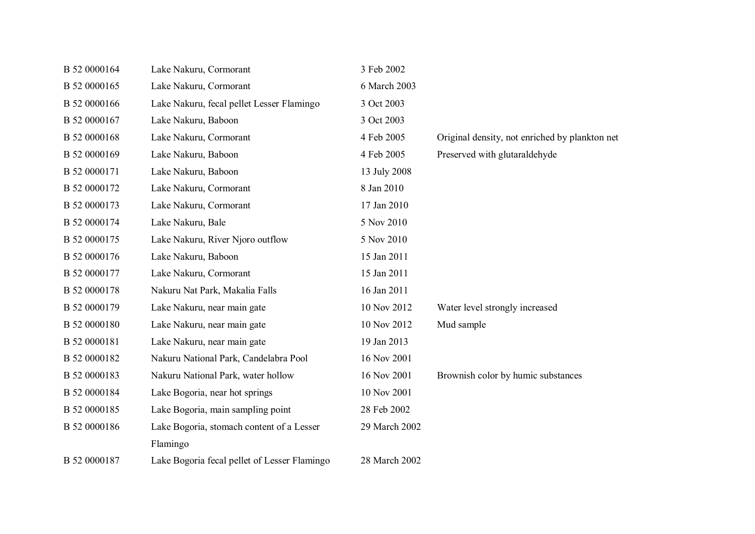| | | | |
|---|---|---|---|
| B 52 0000164 | Lake Nakuru, Cormorant | 3 Feb 2002 | |
| B 52 0000165 | Lake Nakuru, Cormorant | 6 March 2003 | |
| B 52 0000166 | Lake Nakuru, fecal pellet Lesser Flamingo | 3 Oct 2003 | |
| B 52 0000167 | Lake Nakuru, Baboon | 3 Oct 2003 | |
| B 52 0000168 | Lake Nakuru, Cormorant | 4 Feb 2005 | Original density, not enriched by plankton net |
| B 52 0000169 | Lake Nakuru, Baboon | 4 Feb 2005 | Preserved with glutaraldehyde |
| B 52 0000171 | Lake Nakuru, Baboon | 13 July 2008 | |
| B 52 0000172 | Lake Nakuru, Cormorant | 8 Jan 2010 | |
| B 52 0000173 | Lake Nakuru, Cormorant | 17 Jan 2010 | |
| B 52 0000174 | Lake Nakuru, Bale | 5 Nov 2010 | |
| B 52 0000175 | Lake Nakuru, River Njoro outflow | 5 Nov 2010 | |
| B 52 0000176 | Lake Nakuru, Baboon | 15 Jan 2011 | |
| B 52 0000177 | Lake Nakuru, Cormorant | 15 Jan 2011 | |
| B 52 0000178 | Nakuru Nat Park, Makalia Falls | 16 Jan 2011 | |
| B 52 0000179 | Lake Nakuru, near main gate | 10 Nov 2012 | Water level strongly increased |
| B 52 0000180 | Lake Nakuru, near main gate | 10 Nov 2012 | Mud sample |
| B 52 0000181 | Lake Nakuru, near main gate | 19 Jan 2013 | |
| B 52 0000182 | Nakuru National Park, Candelabra Pool | 16 Nov 2001 | |
| B 52 0000183 | Nakuru National Park, water hollow | 16 Nov 2001 | Brownish color by humic substances |
| B 52 0000184 | Lake Bogoria, near hot springs | 10 Nov 2001 | |
| B 52 0000185 | Lake Bogoria, main sampling point | 28 Feb 2002 | |
| B 52 0000186 | Lake Bogoria, stomach content of a Lesser Flamingo | 29 March 2002 | |
| B 52 0000187 | Lake Bogoria fecal pellet of Lesser Flamingo | 28 March 2002 | |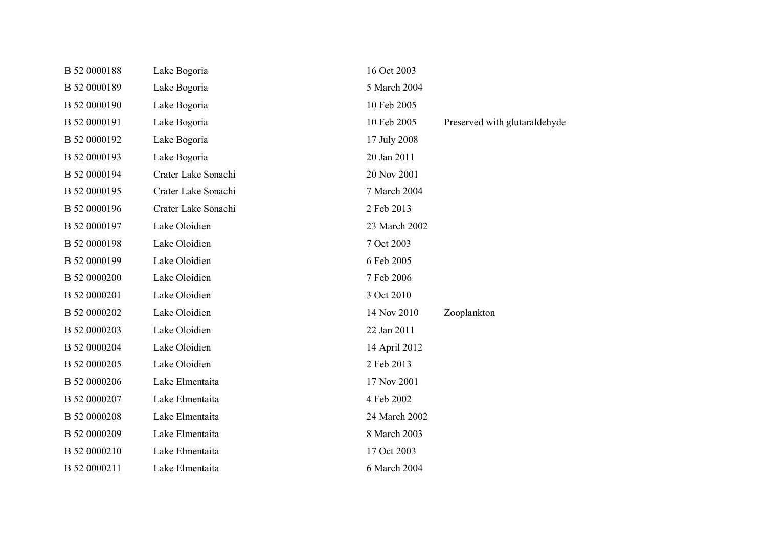| | | | |
|---|---|---|---|
| B 52 0000188 | Lake Bogoria | 16 Oct 2003 | |
| B 52 0000189 | Lake Bogoria | 5 March 2004 | |
| B 52 0000190 | Lake Bogoria | 10 Feb 2005 | |
| B 52 0000191 | Lake Bogoria | 10 Feb 2005 | Preserved with glutaraldehyde |
| B 52 0000192 | Lake Bogoria | 17 July 2008 | |
| B 52 0000193 | Lake Bogoria | 20 Jan 2011 | |
| B 52 0000194 | Crater Lake Sonachi | 20 Nov 2001 | |
| B 52 0000195 | Crater Lake Sonachi | 7 March 2004 | |
| B 52 0000196 | Crater Lake Sonachi | 2 Feb 2013 | |
| B 52 0000197 | Lake Oloidien | 23 March 2002 | |
| B 52 0000198 | Lake Oloidien | 7 Oct 2003 | |
| B 52 0000199 | Lake Oloidien | 6 Feb 2005 | |
| B 52 0000200 | Lake Oloidien | 7 Feb 2006 | |
| B 52 0000201 | Lake Oloidien | 3 Oct 2010 | |
| B 52 0000202 | Lake Oloidien | 14 Nov 2010 | Zooplankton |
| B 52 0000203 | Lake Oloidien | 22 Jan 2011 | |
| B 52 0000204 | Lake Oloidien | 14 April 2012 | |
| B 52 0000205 | Lake Oloidien | 2 Feb 2013 | |
| B 52 0000206 | Lake Elmentaita | 17 Nov 2001 | |
| B 52 0000207 | Lake Elmentaita | 4 Feb 2002 | |
| B 52 0000208 | Lake Elmentaita | 24 March 2002 | |
| B 52 0000209 | Lake Elmentaita | 8 March 2003 | |
| B 52 0000210 | Lake Elmentaita | 17 Oct 2003 | |
| B 52 0000211 | Lake Elmentaita | 6 March 2004 | |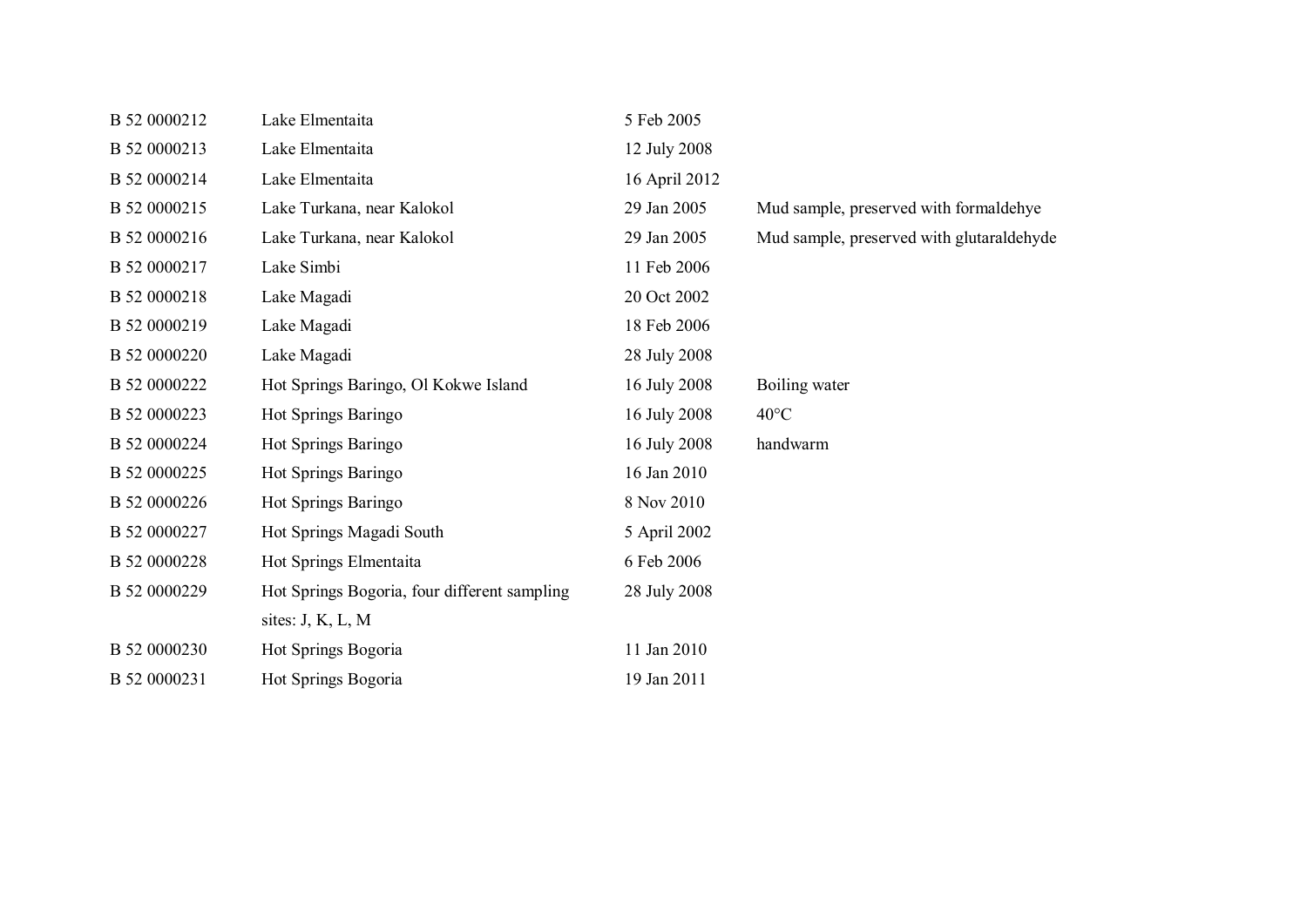| | | | |
|---|---|---|---|
| B 52 0000212 | Lake Elmentaita | 5 Feb 2005 | |
| B 52 0000213 | Lake Elmentaita | 12 July 2008 | |
| B 52 0000214 | Lake Elmentaita | 16 April 2012 | |
| B 52 0000215 | Lake Turkana, near Kalokol | 29 Jan 2005 | Mud sample, preserved with formaldehye |
| B 52 0000216 | Lake Turkana, near Kalokol | 29 Jan 2005 | Mud sample, preserved with glutaraldehyde |
| B 52 0000217 | Lake Simbi | 11 Feb 2006 | |
| B 52 0000218 | Lake Magadi | 20 Oct 2002 | |
| B 52 0000219 | Lake Magadi | 18 Feb 2006 | |
| B 52 0000220 | Lake Magadi | 28 July 2008 | |
| B 52 0000222 | Hot Springs Baringo, Ol Kokwe Island | 16 July 2008 | Boiling water |
| B 52 0000223 | Hot Springs Baringo | 16 July 2008 | 40°C |
| B 52 0000224 | Hot Springs Baringo | 16 July 2008 | handwarm |
| B 52 0000225 | Hot Springs Baringo | 16 Jan 2010 | |
| B 52 0000226 | Hot Springs Baringo | 8 Nov 2010 | |
| B 52 0000227 | Hot Springs Magadi South | 5 April 2002 | |
| B 52 0000228 | Hot Springs Elmentaita | 6 Feb 2006 | |
| B 52 0000229 | Hot Springs Bogoria, four different sampling sites: J, K, L, M | 28 July 2008 | |
| B 52 0000230 | Hot Springs Bogoria | 11 Jan 2010 | |
| B 52 0000231 | Hot Springs Bogoria | 19 Jan 2011 | |